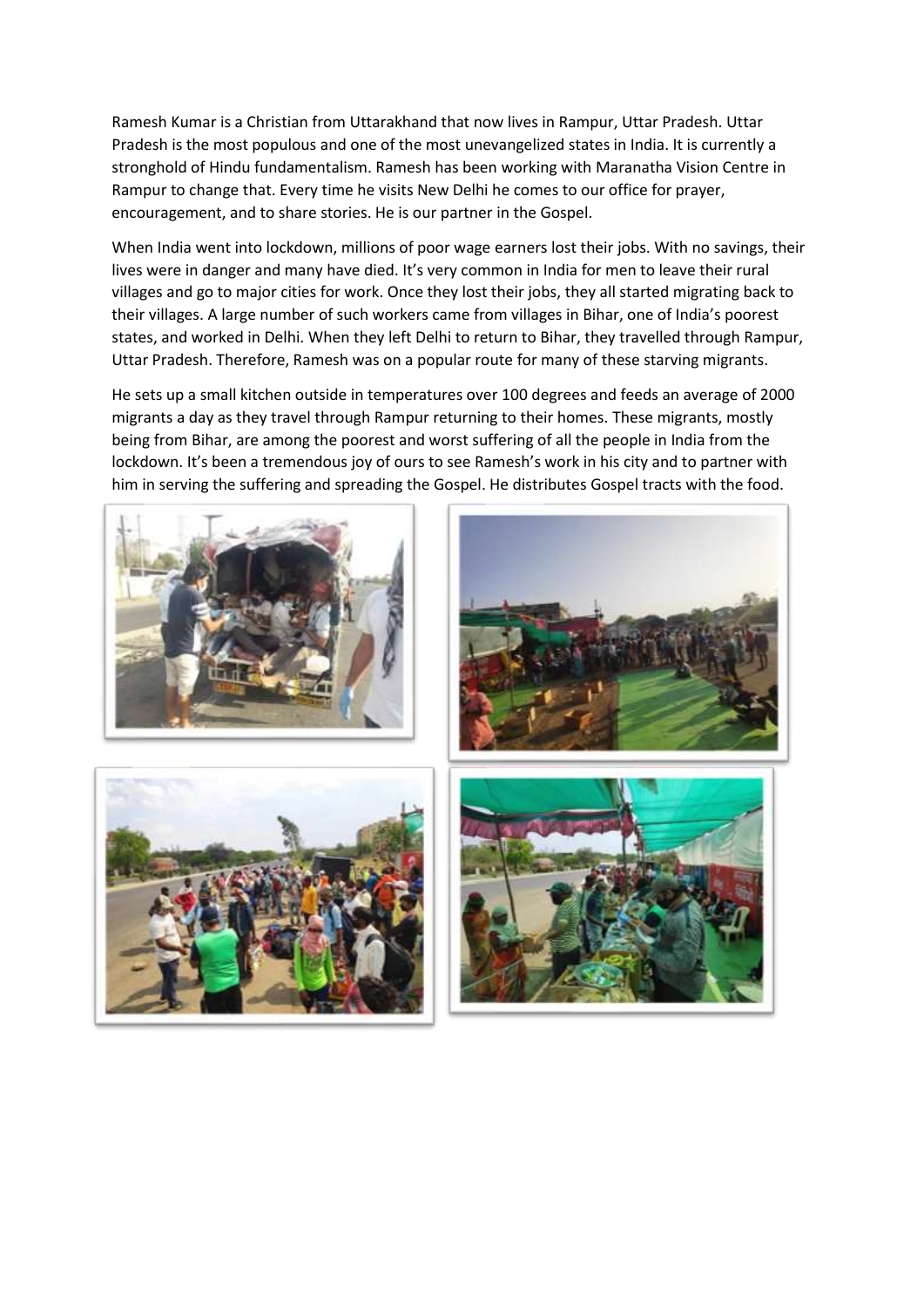Ramesh Kumar is a Christian from Uttarakhand that now lives in Rampur, Uttar Pradesh. Uttar Pradesh is the most populous and one of the most unevangelized states in India. It is currently a stronghold of Hindu fundamentalism. Ramesh has been working with Maranatha Vision Centre in Rampur to change that. Every time he visits New Delhi he comes to our office for prayer, encouragement, and to share stories. He is our partner in the Gospel.

When India went into lockdown, millions of poor wage earners lost their jobs. With no savings, their lives were in danger and many have died. It's very common in India for men to leave their rural villages and go to major cities for work. Once they lost their jobs, they all started migrating back to their villages. A large number of such workers came from villages in Bihar, one of India's poorest states, and worked in Delhi. When they left Delhi to return to Bihar, they travelled through Rampur, Uttar Pradesh. Therefore, Ramesh was on a popular route for many of these starving migrants.

He sets up a small kitchen outside in temperatures over 100 degrees and feeds an average of 2000 migrants a day as they travel through Rampur returning to their homes. These migrants, mostly being from Bihar, are among the poorest and worst suffering of all the people in India from the lockdown. It's been a tremendous joy of ours to see Ramesh's work in his city and to partner with him in serving the suffering and spreading the Gospel. He distributes Gospel tracts with the food.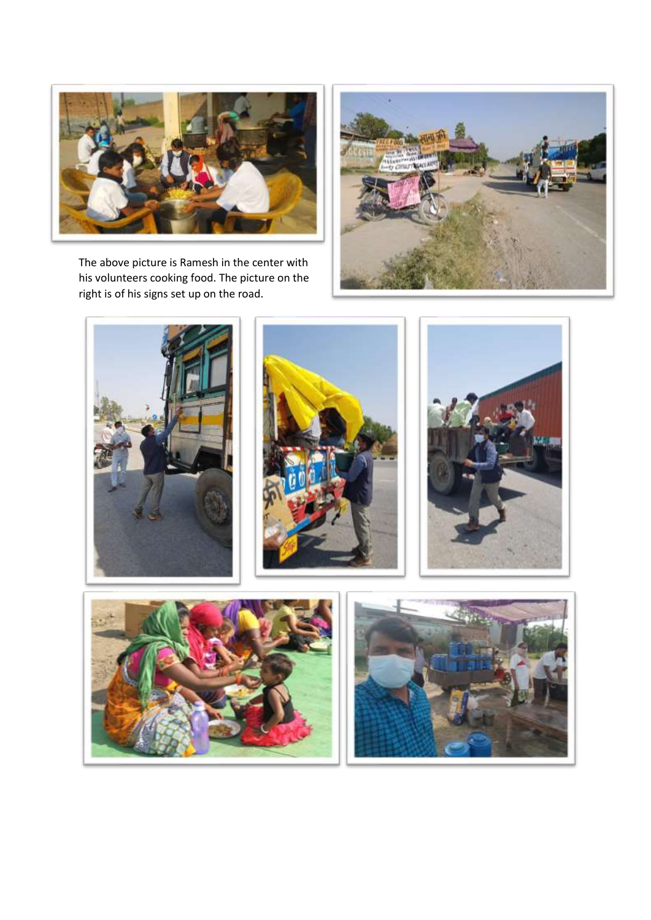The above picture is Ramesh in the center with his volunteers cooking food. The picture on the right is of his signs set up on the road.